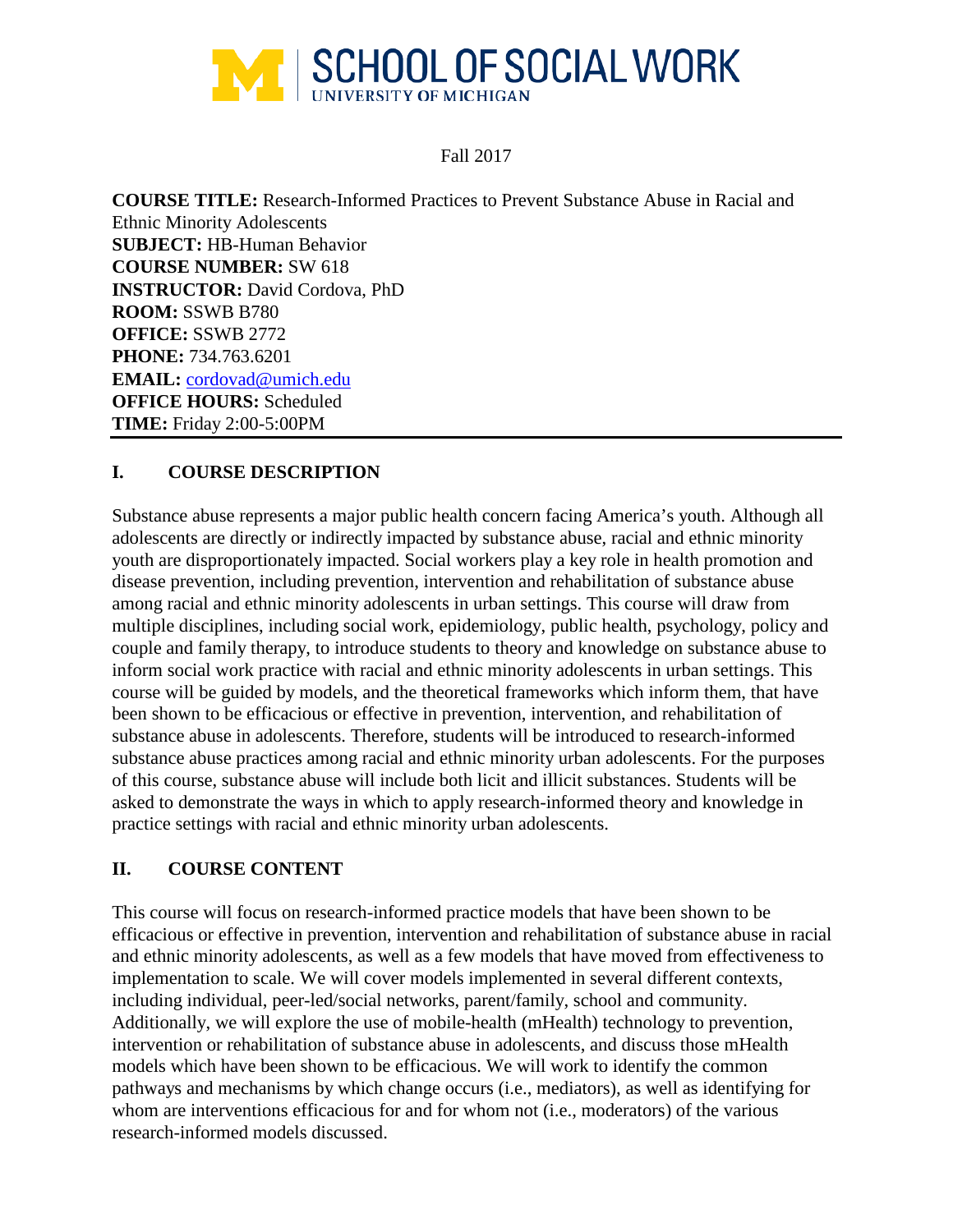# SCHOOL OF SOCIAL WORK
UNIVERSITY OF MICHIGAN

Fall 2017

**COURSE TITLE:** Research-Informed Practices to Prevent Substance Abuse in Racial and Ethnic Minority Adolescents
**SUBJECT:** HB-Human Behavior
**COURSE NUMBER:** SW 618
**INSTRUCTOR:** David Cordova, PhD
**ROOM:** SSWB B780
**OFFICE:** SSWB 2772
**PHONE:** 734.763.6201
**EMAIL:** cordovad@umich.edu
**OFFICE HOURS:** Scheduled
**TIME:** Friday 2:00-5:00PM

## I. COURSE DESCRIPTION

Substance abuse represents a major public health concern facing America's youth. Although all adolescents are directly or indirectly impacted by substance abuse, racial and ethnic minority youth are disproportionately impacted. Social workers play a key role in health promotion and disease prevention, including prevention, intervention and rehabilitation of substance abuse among racial and ethnic minority adolescents in urban settings. This course will draw from multiple disciplines, including social work, epidemiology, public health, psychology, policy and couple and family therapy, to introduce students to theory and knowledge on substance abuse to inform social work practice with racial and ethnic minority adolescents in urban settings. This course will be guided by models, and the theoretical frameworks which inform them, that have been shown to be efficacious or effective in prevention, intervention, and rehabilitation of substance abuse in adolescents. Therefore, students will be introduced to research-informed substance abuse practices among racial and ethnic minority urban adolescents. For the purposes of this course, substance abuse will include both licit and illicit substances. Students will be asked to demonstrate the ways in which to apply research-informed theory and knowledge in practice settings with racial and ethnic minority urban adolescents.

## II. COURSE CONTENT

This course will focus on research-informed practice models that have been shown to be efficacious or effective in prevention, intervention and rehabilitation of substance abuse in racial and ethnic minority adolescents, as well as a few models that have moved from effectiveness to implementation to scale. We will cover models implemented in several different contexts, including individual, peer-led/social networks, parent/family, school and community. Additionally, we will explore the use of mobile-health (mHealth) technology to prevention, intervention or rehabilitation of substance abuse in adolescents, and discuss those mHealth models which have been shown to be efficacious. We will work to identify the common pathways and mechanisms by which change occurs (i.e., mediators), as well as identifying for whom are interventions efficacious for and for whom not (i.e., moderators) of the various research-informed models discussed.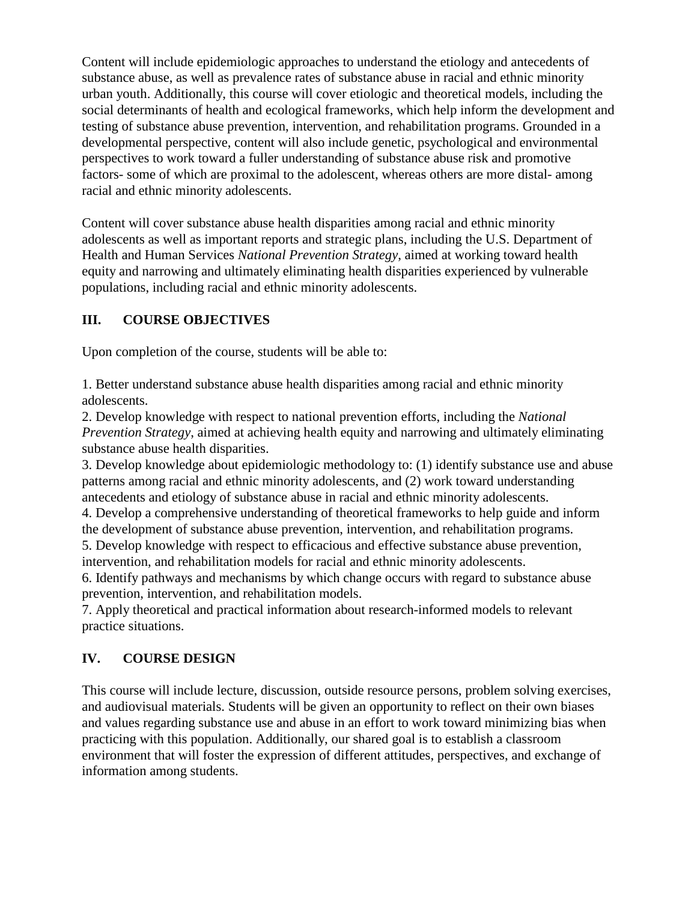Content will include epidemiologic approaches to understand the etiology and antecedents of substance abuse, as well as prevalence rates of substance abuse in racial and ethnic minority urban youth. Additionally, this course will cover etiologic and theoretical models, including the social determinants of health and ecological frameworks, which help inform the development and testing of substance abuse prevention, intervention, and rehabilitation programs. Grounded in a developmental perspective, content will also include genetic, psychological and environmental perspectives to work toward a fuller understanding of substance abuse risk and promotive factors- some of which are proximal to the adolescent, whereas others are more distal- among racial and ethnic minority adolescents.

Content will cover substance abuse health disparities among racial and ethnic minority adolescents as well as important reports and strategic plans, including the U.S. Department of Health and Human Services *National Prevention Strategy*, aimed at working toward health equity and narrowing and ultimately eliminating health disparities experienced by vulnerable populations, including racial and ethnic minority adolescents.

## III. COURSE OBJECTIVES

Upon completion of the course, students will be able to:

1. Better understand substance abuse health disparities among racial and ethnic minority adolescents.
2. Develop knowledge with respect to national prevention efforts, including the *National Prevention Strategy*, aimed at achieving health equity and narrowing and ultimately eliminating substance abuse health disparities.
3. Develop knowledge about epidemiologic methodology to: (1) identify substance use and abuse patterns among racial and ethnic minority adolescents, and (2) work toward understanding antecedents and etiology of substance abuse in racial and ethnic minority adolescents.
4. Develop a comprehensive understanding of theoretical frameworks to help guide and inform the development of substance abuse prevention, intervention, and rehabilitation programs.
5. Develop knowledge with respect to efficacious and effective substance abuse prevention, intervention, and rehabilitation models for racial and ethnic minority adolescents.
6. Identify pathways and mechanisms by which change occurs with regard to substance abuse prevention, intervention, and rehabilitation models.
7. Apply theoretical and practical information about research-informed models to relevant practice situations.

## IV. COURSE DESIGN

This course will include lecture, discussion, outside resource persons, problem solving exercises, and audiovisual materials. Students will be given an opportunity to reflect on their own biases and values regarding substance use and abuse in an effort to work toward minimizing bias when practicing with this population. Additionally, our shared goal is to establish a classroom environment that will foster the expression of different attitudes, perspectives, and exchange of information among students.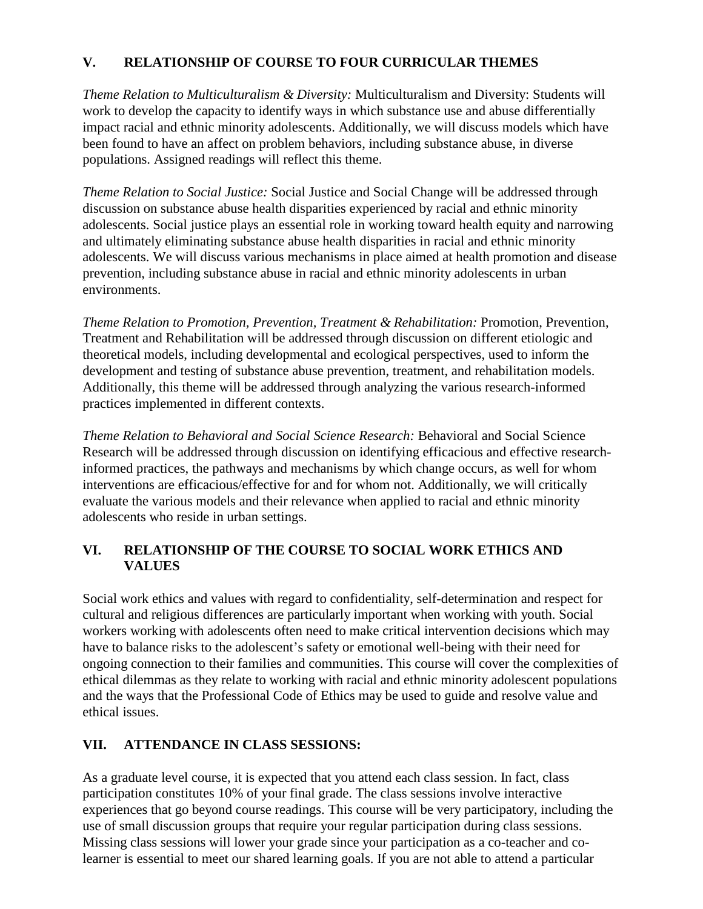## V. RELATIONSHIP OF COURSE TO FOUR CURRICULAR THEMES

*Theme Relation to Multiculturalism & Diversity:* Multiculturalism and Diversity: Students will work to develop the capacity to identify ways in which substance use and abuse differentially impact racial and ethnic minority adolescents. Additionally, we will discuss models which have been found to have an affect on problem behaviors, including substance abuse, in diverse populations. Assigned readings will reflect this theme.

*Theme Relation to Social Justice:* Social Justice and Social Change will be addressed through discussion on substance abuse health disparities experienced by racial and ethnic minority adolescents. Social justice plays an essential role in working toward health equity and narrowing and ultimately eliminating substance abuse health disparities in racial and ethnic minority adolescents. We will discuss various mechanisms in place aimed at health promotion and disease prevention, including substance abuse in racial and ethnic minority adolescents in urban environments.

*Theme Relation to Promotion, Prevention, Treatment & Rehabilitation:* Promotion, Prevention, Treatment and Rehabilitation will be addressed through discussion on different etiologic and theoretical models, including developmental and ecological perspectives, used to inform the development and testing of substance abuse prevention, treatment, and rehabilitation models. Additionally, this theme will be addressed through analyzing the various research-informed practices implemented in different contexts.

*Theme Relation to Behavioral and Social Science Research:* Behavioral and Social Science Research will be addressed through discussion on identifying efficacious and effective research-informed practices, the pathways and mechanisms by which change occurs, as well for whom interventions are efficacious/effective for and for whom not. Additionally, we will critically evaluate the various models and their relevance when applied to racial and ethnic minority adolescents who reside in urban settings.

## VI. RELATIONSHIP OF THE COURSE TO SOCIAL WORK ETHICS AND VALUES

Social work ethics and values with regard to confidentiality, self-determination and respect for cultural and religious differences are particularly important when working with youth. Social workers working with adolescents often need to make critical intervention decisions which may have to balance risks to the adolescent's safety or emotional well-being with their need for ongoing connection to their families and communities. This course will cover the complexities of ethical dilemmas as they relate to working with racial and ethnic minority adolescent populations and the ways that the Professional Code of Ethics may be used to guide and resolve value and ethical issues.

## VII. ATTENDANCE IN CLASS SESSIONS:

As a graduate level course, it is expected that you attend each class session. In fact, class participation constitutes 10% of your final grade. The class sessions involve interactive experiences that go beyond course readings. This course will be very participatory, including the use of small discussion groups that require your regular participation during class sessions. Missing class sessions will lower your grade since your participation as a co-teacher and co-learner is essential to meet our shared learning goals. If you are not able to attend a particular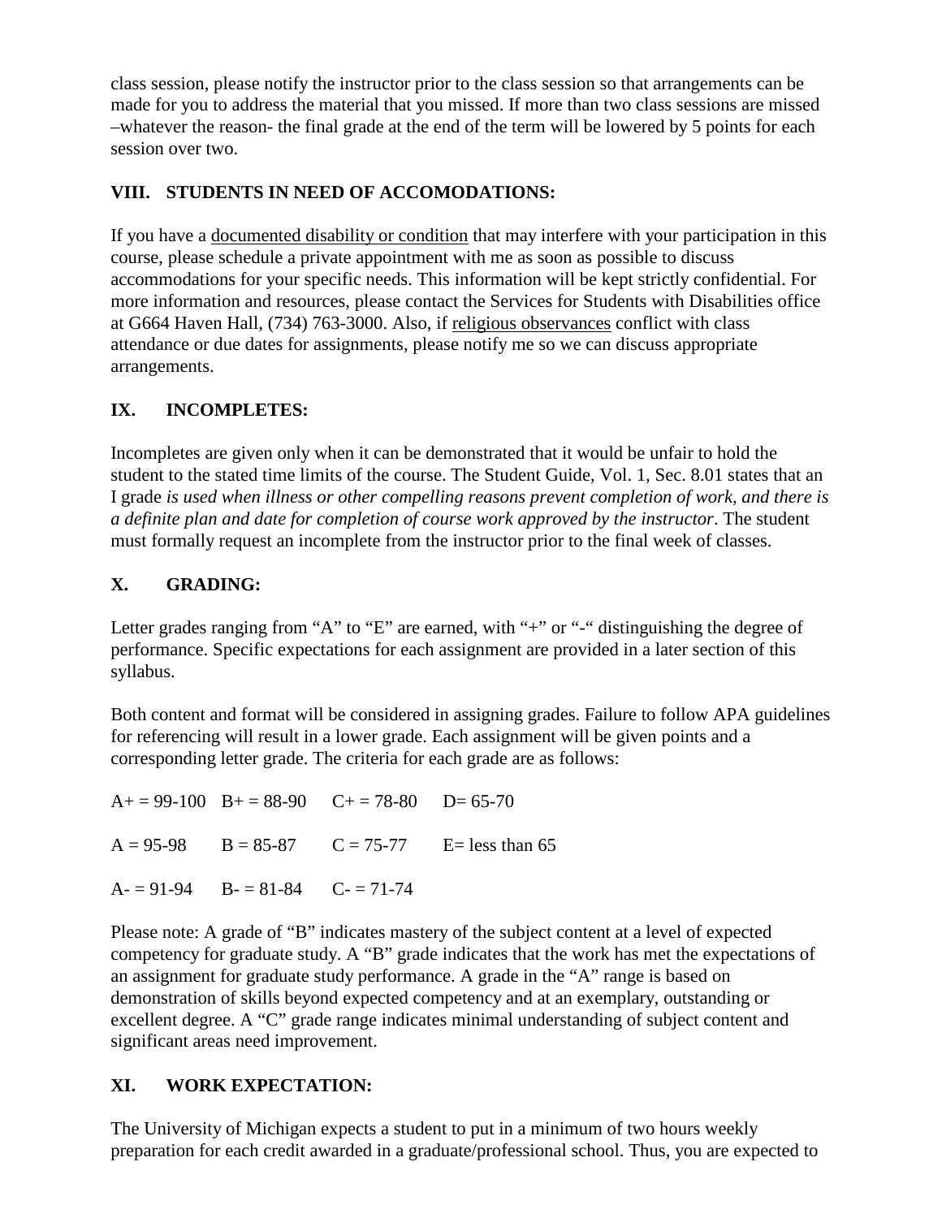class session, please notify the instructor prior to the class session so that arrangements can be made for you to address the material that you missed. If more than two class sessions are missed –whatever the reason- the final grade at the end of the term will be lowered by 5 points for each session over two.

## VIII. STUDENTS IN NEED OF ACCOMODATIONS:

If you have a documented disability or condition that may interfere with your participation in this course, please schedule a private appointment with me as soon as possible to discuss accommodations for your specific needs. This information will be kept strictly confidential. For more information and resources, please contact the Services for Students with Disabilities office at G664 Haven Hall, (734) 763-3000. Also, if religious observances conflict with class attendance or due dates for assignments, please notify me so we can discuss appropriate arrangements.

## IX. INCOMPLETES:

Incompletes are given only when it can be demonstrated that it would be unfair to hold the student to the stated time limits of the course. The Student Guide, Vol. 1, Sec. 8.01 states that an I grade *is used when illness or other compelling reasons prevent completion of work, and there is a definite plan and date for completion of course work approved by the instructor*. The student must formally request an incomplete from the instructor prior to the final week of classes.

## X. GRADING:

Letter grades ranging from "A" to "E" are earned, with "+" or "-" distinguishing the degree of performance. Specific expectations for each assignment are provided in a later section of this syllabus.

Both content and format will be considered in assigning grades. Failure to follow APA guidelines for referencing will result in a lower grade. Each assignment will be given points and a corresponding letter grade. The criteria for each grade are as follows:

| | | | |
|---|---|---|---|
| A+ = 99-100 | B+ = 88-90 | C+ = 78-80 | D= 65-70 |
| A = 95-98 | B = 85-87 | C = 75-77 | E= less than 65 |
| A- = 91-94 | B- = 81-84 | C- = 71-74 | |

Please note: A grade of "B" indicates mastery of the subject content at a level of expected competency for graduate study. A "B" grade indicates that the work has met the expectations of an assignment for graduate study performance. A grade in the "A" range is based on demonstration of skills beyond expected competency and at an exemplary, outstanding or excellent degree. A "C" grade range indicates minimal understanding of subject content and significant areas need improvement.

## XI. WORK EXPECTATION:

The University of Michigan expects a student to put in a minimum of two hours weekly preparation for each credit awarded in a graduate/professional school. Thus, you are expected to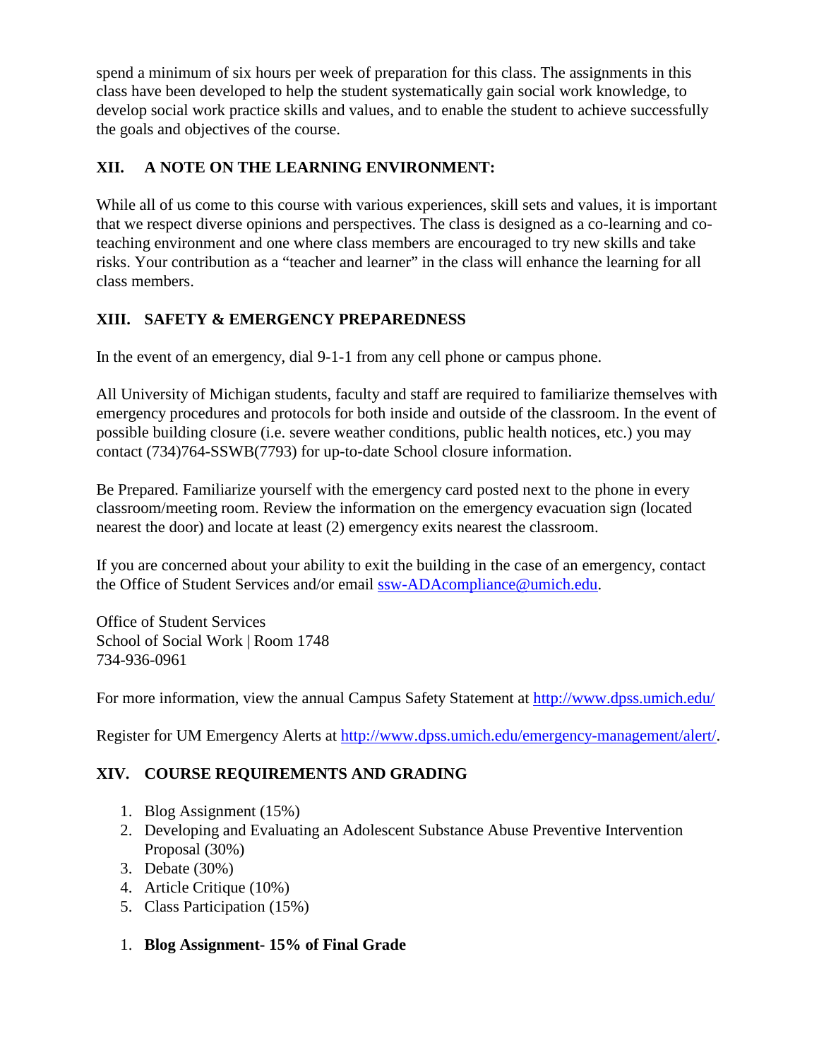spend a minimum of six hours per week of preparation for this class. The assignments in this class have been developed to help the student systematically gain social work knowledge, to develop social work practice skills and values, and to enable the student to achieve successfully the goals and objectives of the course.

## XII. A NOTE ON THE LEARNING ENVIRONMENT:

While all of us come to this course with various experiences, skill sets and values, it is important that we respect diverse opinions and perspectives. The class is designed as a co-learning and co-teaching environment and one where class members are encouraged to try new skills and take risks. Your contribution as a "teacher and learner" in the class will enhance the learning for all class members.

## XIII. SAFETY & EMERGENCY PREPAREDNESS

In the event of an emergency, dial 9-1-1 from any cell phone or campus phone.

All University of Michigan students, faculty and staff are required to familiarize themselves with emergency procedures and protocols for both inside and outside of the classroom. In the event of possible building closure (i.e. severe weather conditions, public health notices, etc.) you may contact (734)764-SSWB(7793) for up-to-date School closure information.

Be Prepared. Familiarize yourself with the emergency card posted next to the phone in every classroom/meeting room. Review the information on the emergency evacuation sign (located nearest the door) and locate at least (2) emergency exits nearest the classroom.

If you are concerned about your ability to exit the building in the case of an emergency, contact the Office of Student Services and/or email [ssw-ADAcompliance@umich.edu](mailto:ssw-ADAcompliance@umich.edu).

Office of Student Services
School of Social Work | Room 1748
734-936-0961

For more information, view the annual Campus Safety Statement at [http://www.dpss.umich.edu/](http://www.dpss.umich.edu/)

Register for UM Emergency Alerts at [http://www.dpss.umich.edu/emergency-management/alert/](http://www.dpss.umich.edu/emergency-management/alert/).

## XIV. COURSE REQUIREMENTS AND GRADING

1. Blog Assignment (15%)
2. Developing and Evaluating an Adolescent Substance Abuse Preventive Intervention Proposal (30%)
3. Debate (30%)
4. Article Critique (10%)
5. Class Participation (15%)

1. **Blog Assignment- 15% of Final Grade**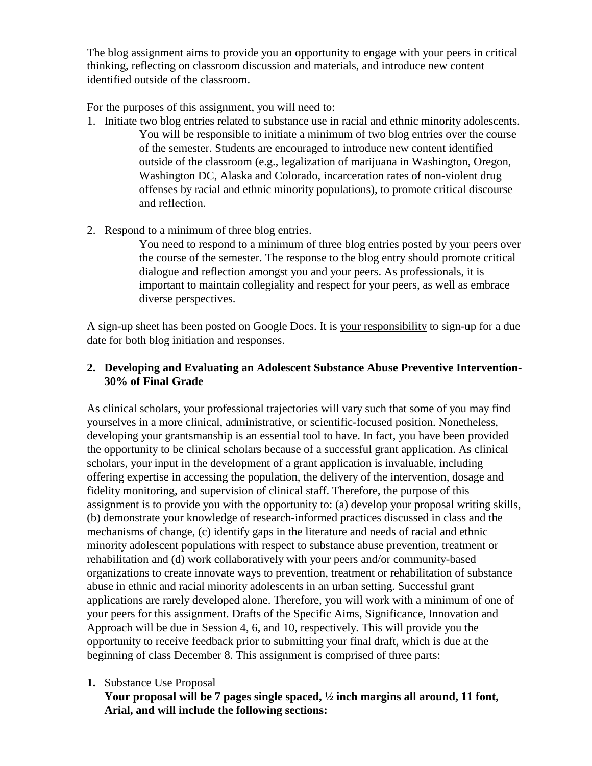The blog assignment aims to provide you an opportunity to engage with your peers in critical thinking, reflecting on classroom discussion and materials, and introduce new content identified outside of the classroom.

For the purposes of this assignment, you will need to:

1. Initiate two blog entries related to substance use in racial and ethnic minority adolescents.
   You will be responsible to initiate a minimum of two blog entries over the course of the semester. Students are encouraged to introduce new content identified outside of the classroom (e.g., legalization of marijuana in Washington, Oregon, Washington DC, Alaska and Colorado, incarceration rates of non-violent drug offenses by racial and ethnic minority populations), to promote critical discourse and reflection.

2. Respond to a minimum of three blog entries.
   You need to respond to a minimum of three blog entries posted by your peers over the course of the semester. The response to the blog entry should promote critical dialogue and reflection amongst you and your peers. As professionals, it is important to maintain collegiality and respect for your peers, as well as embrace diverse perspectives.

A sign-up sheet has been posted on Google Docs. It is <u>your responsibility</u> to sign-up for a due date for both blog initiation and responses.

**2. Developing and Evaluating an Adolescent Substance Abuse Preventive Intervention- 30% of Final Grade**

As clinical scholars, your professional trajectories will vary such that some of you may find yourselves in a more clinical, administrative, or scientific-focused position. Nonetheless, developing your grantsmanship is an essential tool to have. In fact, you have been provided the opportunity to be clinical scholars because of a successful grant application. As clinical scholars, your input in the development of a grant application is invaluable, including offering expertise in accessing the population, the delivery of the intervention, dosage and fidelity monitoring, and supervision of clinical staff. Therefore, the purpose of this assignment is to provide you with the opportunity to: (a) develop your proposal writing skills, (b) demonstrate your knowledge of research-informed practices discussed in class and the mechanisms of change, (c) identify gaps in the literature and needs of racial and ethnic minority adolescent populations with respect to substance abuse prevention, treatment or rehabilitation and (d) work collaboratively with your peers and/or community-based organizations to create innovate ways to prevention, treatment or rehabilitation of substance abuse in ethnic and racial minority adolescents in an urban setting. Successful grant applications are rarely developed alone. Therefore, you will work with a minimum of one of your peers for this assignment. Drafts of the Specific Aims, Significance, Innovation and Approach will be due in Session 4, 6, and 10, respectively. This will provide you the opportunity to receive feedback prior to submitting your final draft, which is due at the beginning of class December 8. This assignment is comprised of three parts:

1. Substance Use Proposal
   **Your proposal will be 7 pages single spaced, ½ inch margins all around, 11 font, Arial, and will include the following sections:**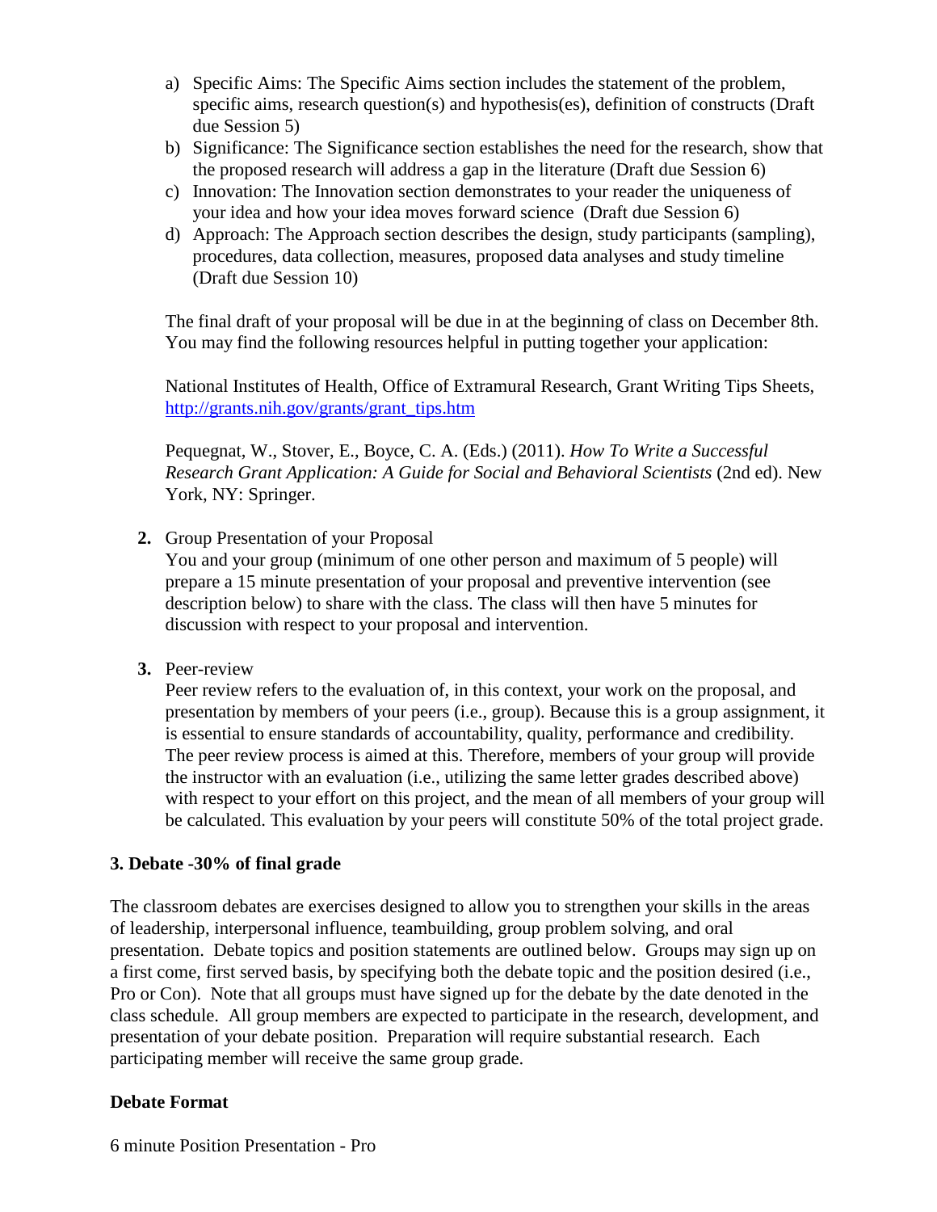a) Specific Aims: The Specific Aims section includes the statement of the problem, specific aims, research question(s) and hypothesis(es), definition of constructs (Draft due Session 5)
b) Significance: The Significance section establishes the need for the research, show that the proposed research will address a gap in the literature (Draft due Session 6)
c) Innovation: The Innovation section demonstrates to your reader the uniqueness of your idea and how your idea moves forward science (Draft due Session 6)
d) Approach: The Approach section describes the design, study participants (sampling), procedures, data collection, measures, proposed data analyses and study timeline (Draft due Session 10)

The final draft of your proposal will be due in at the beginning of class on December 8th. You may find the following resources helpful in putting together your application:

National Institutes of Health, Office of Extramural Research, Grant Writing Tips Sheets, [http://grants.nih.gov/grants/grant_tips.htm](http://grants.nih.gov/grants/grant_tips.htm)

Pequegnat, W., Stover, E., Boyce, C. A. (Eds.) (2011). *How To Write a Successful Research Grant Application: A Guide for Social and Behavioral Scientists* (2nd ed). New York, NY: Springer.

**2.** Group Presentation of your Proposal
You and your group (minimum of one other person and maximum of 5 people) will prepare a 15 minute presentation of your proposal and preventive intervention (see description below) to share with the class. The class will then have 5 minutes for discussion with respect to your proposal and intervention.

**3.** Peer-review
Peer review refers to the evaluation of, in this context, your work on the proposal, and presentation by members of your peers (i.e., group). Because this is a group assignment, it is essential to ensure standards of accountability, quality, performance and credibility. The peer review process is aimed at this. Therefore, members of your group will provide the instructor with an evaluation (i.e., utilizing the same letter grades described above) with respect to your effort on this project, and the mean of all members of your group will be calculated. This evaluation by your peers will constitute 50% of the total project grade.

**3. Debate -30% of final grade**

The classroom debates are exercises designed to allow you to strengthen your skills in the areas of leadership, interpersonal influence, teambuilding, group problem solving, and oral presentation. Debate topics and position statements are outlined below. Groups may sign up on a first come, first served basis, by specifying both the debate topic and the position desired (i.e., Pro or Con). Note that all groups must have signed up for the debate by the date denoted in the class schedule. All group members are expected to participate in the research, development, and presentation of your debate position. Preparation will require substantial research. Each participating member will receive the same group grade.

**Debate Format**

6 minute Position Presentation - Pro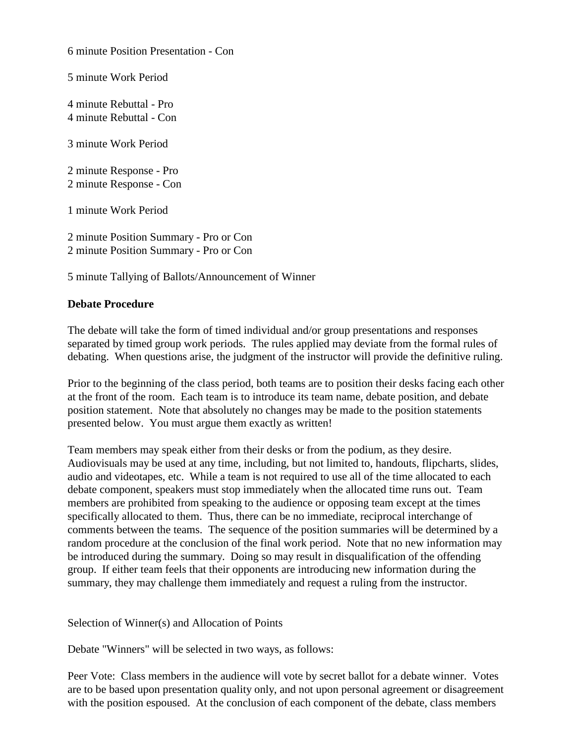6 minute Position Presentation - Con

5 minute Work Period

4 minute Rebuttal - Pro
4 minute Rebuttal - Con

3 minute Work Period

2 minute Response - Pro
2 minute Response - Con

1 minute Work Period

2 minute Position Summary - Pro or Con
2 minute Position Summary - Pro or Con

5 minute Tallying of Ballots/Announcement of Winner

**Debate Procedure**

The debate will take the form of timed individual and/or group presentations and responses separated by timed group work periods. The rules applied may deviate from the formal rules of debating. When questions arise, the judgment of the instructor will provide the definitive ruling.

Prior to the beginning of the class period, both teams are to position their desks facing each other at the front of the room. Each team is to introduce its team name, debate position, and debate position statement. Note that absolutely no changes may be made to the position statements presented below. You must argue them exactly as written!

Team members may speak either from their desks or from the podium, as they desire. Audiovisuals may be used at any time, including, but not limited to, handouts, flipcharts, slides, audio and videotapes, etc. While a team is not required to use all of the time allocated to each debate component, speakers must stop immediately when the allocated time runs out. Team members are prohibited from speaking to the audience or opposing team except at the times specifically allocated to them. Thus, there can be no immediate, reciprocal interchange of comments between the teams. The sequence of the position summaries will be determined by a random procedure at the conclusion of the final work period. Note that no new information may be introduced during the summary. Doing so may result in disqualification of the offending group. If either team feels that their opponents are introducing new information during the summary, they may challenge them immediately and request a ruling from the instructor.

Selection of Winner(s) and Allocation of Points

Debate "Winners" will be selected in two ways, as follows:

Peer Vote: Class members in the audience will vote by secret ballot for a debate winner. Votes are to be based upon presentation quality only, and not upon personal agreement or disagreement with the position espoused. At the conclusion of each component of the debate, class members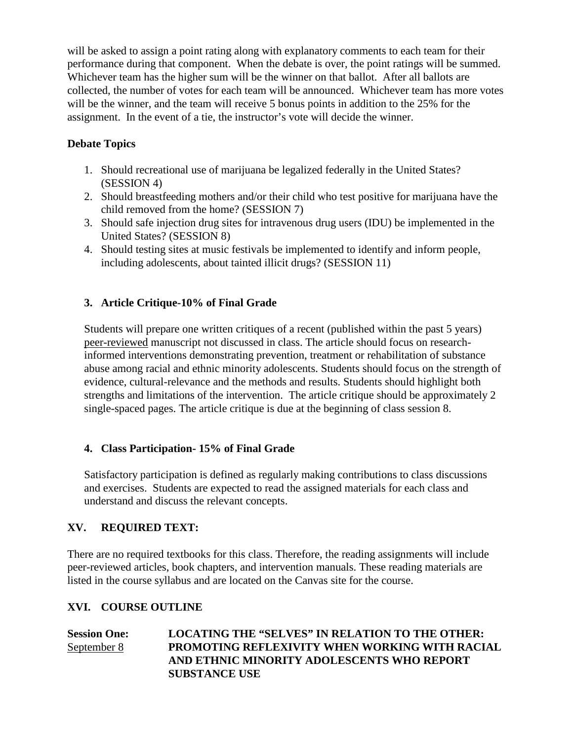will be asked to assign a point rating along with explanatory comments to each team for their performance during that component. When the debate is over, the point ratings will be summed. Whichever team has the higher sum will be the winner on that ballot. After all ballots are collected, the number of votes for each team will be announced. Whichever team has more votes will be the winner, and the team will receive 5 bonus points in addition to the 25% for the assignment. In the event of a tie, the instructor's vote will decide the winner.

**Debate Topics**

1. Should recreational use of marijuana be legalized federally in the United States? (SESSION 4)
2. Should breastfeeding mothers and/or their child who test positive for marijuana have the child removed from the home? (SESSION 7)
3. Should safe injection drug sites for intravenous drug users (IDU) be implemented in the United States? (SESSION 8)
4. Should testing sites at music festivals be implemented to identify and inform people, including adolescents, about tainted illicit drugs? (SESSION 11)

### 3. Article Critique-10% of Final Grade

Students will prepare one written critiques of a recent (published within the past 5 years) peer-reviewed manuscript not discussed in class. The article should focus on research-informed interventions demonstrating prevention, treatment or rehabilitation of substance abuse among racial and ethnic minority adolescents. Students should focus on the strength of evidence, cultural-relevance and the methods and results. Students should highlight both strengths and limitations of the intervention. The article critique should be approximately 2 single-spaced pages. The article critique is due at the beginning of class session 8.

### 4. Class Participation- 15% of Final Grade

Satisfactory participation is defined as regularly making contributions to class discussions and exercises. Students are expected to read the assigned materials for each class and understand and discuss the relevant concepts.

## XV. REQUIRED TEXT:

There are no required textbooks for this class. Therefore, the reading assignments will include peer-reviewed articles, book chapters, and intervention manuals. These reading materials are listed in the course syllabus and are located on the Canvas site for the course.

## XVI. COURSE OUTLINE

**Session One:** September 8

**LOCATING THE "SELVES" IN RELATION TO THE OTHER: PROMOTING REFLEXIVITY WHEN WORKING WITH RACIAL AND ETHNIC MINORITY ADOLESCENTS WHO REPORT SUBSTANCE USE**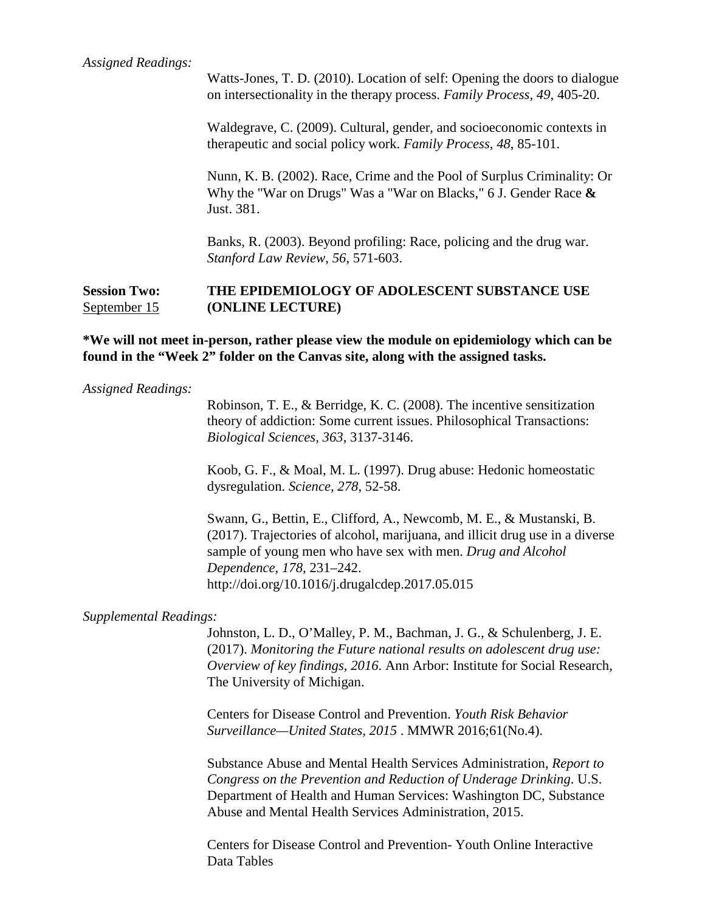*Assigned Readings:*

Watts-Jones, T. D. (2010). Location of self: Opening the doors to dialogue on intersectionality in the therapy process. *Family Process*, *49*, 405-20.

Waldegrave, C. (2009). Cultural, gender, and socioeconomic contexts in therapeutic and social policy work. *Family Process*, *48*, 85-101.

Nunn, K. B. (2002). Race, Crime and the Pool of Surplus Criminality: Or Why the "War on Drugs" Was a "War on Blacks," 6 J. Gender Race **&** Just. 381.

Banks, R. (2003). Beyond profiling: Race, policing and the drug war. *Stanford Law Review*, *56*, 571-603.

**Session Two:** <u>September 15</u> **THE EPIDEMIOLOGY OF ADOLESCENT SUBSTANCE USE (ONLINE LECTURE)**

**\*We will not meet in-person, rather please view the module on epidemiology which can be found in the "Week 2" folder on the Canvas site, along with the assigned tasks.**

*Assigned Readings:*

Robinson, T. E., & Berridge, K. C. (2008). The incentive sensitization theory of addiction: Some current issues. Philosophical Transactions: *Biological Sciences*, *363*, 3137-3146.

Koob, G. F., & Moal, M. L. (1997). Drug abuse: Hedonic homeostatic dysregulation. *Science, 278*, 52-58.

Swann, G., Bettin, E., Clifford, A., Newcomb, M. E., & Mustanski, B. (2017). Trajectories of alcohol, marijuana, and illicit drug use in a diverse sample of young men who have sex with men. *Drug and Alcohol Dependence, 178,* 231–242. http://doi.org/10.1016/j.drugalcdep.2017.05.015

*Supplemental Readings:*

Johnston, L. D., O'Malley, P. M., Bachman, J. G., & Schulenberg, J. E. (2017). *Monitoring the Future national results on adolescent drug use: Overview of key findings, 2016*. Ann Arbor: Institute for Social Research, The University of Michigan.

Centers for Disease Control and Prevention. *Youth Risk Behavior Surveillance—United States, 2015* . MMWR 2016;61(No.4).

Substance Abuse and Mental Health Services Administration, *Report to Congress on the Prevention and Reduction of Underage Drinking*. U.S. Department of Health and Human Services: Washington DC, Substance Abuse and Mental Health Services Administration, 2015.

Centers for Disease Control and Prevention- Youth Online Interactive Data Tables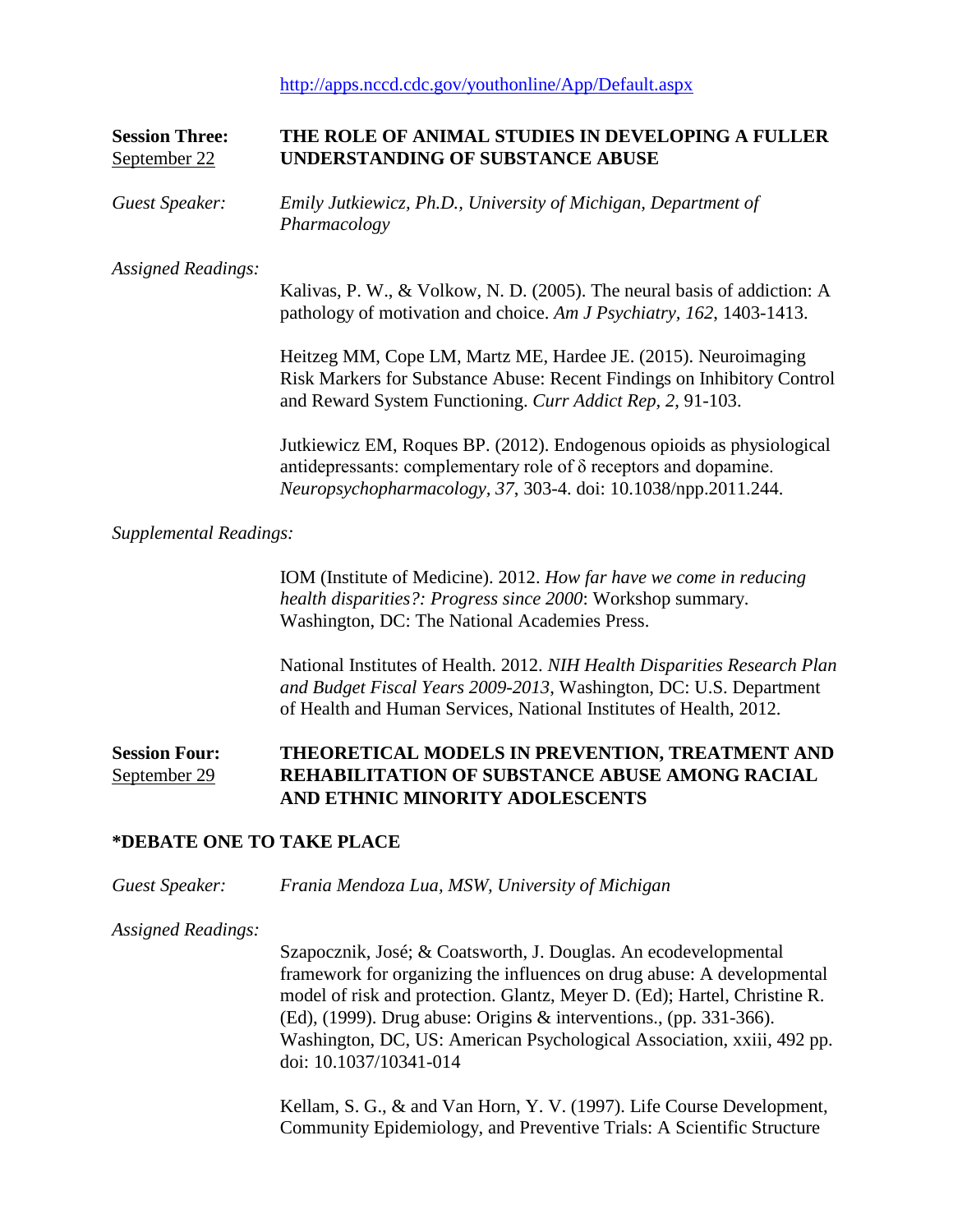http://apps.nccd.cdc.gov/youthonline/App/Default.aspx

**Session Three:** September 22 — **THE ROLE OF ANIMAL STUDIES IN DEVELOPING A FULLER UNDERSTANDING OF SUBSTANCE ABUSE**

*Guest Speaker:* *Emily Jutkiewicz, Ph.D., University of Michigan, Department of Pharmacology*

*Assigned Readings:*

Kalivas, P. W., & Volkow, N. D. (2005). The neural basis of addiction: A pathology of motivation and choice. *Am J Psychiatry, 162*, 1403-1413.

Heitzeg MM, Cope LM, Martz ME, Hardee JE. (2015). Neuroimaging Risk Markers for Substance Abuse: Recent Findings on Inhibitory Control and Reward System Functioning. *Curr Addict Rep, 2*, 91-103.

Jutkiewicz EM, Roques BP. (2012). Endogenous opioids as physiological antidepressants: complementary role of δ receptors and dopamine. *Neuropsychopharmacology, 37*, 303-4. doi: 10.1038/npp.2011.244.

*Supplemental Readings:*

IOM (Institute of Medicine). 2012. *How far have we come in reducing health disparities?: Progress since 2000*: Workshop summary. Washington, DC: The National Academies Press.

National Institutes of Health. 2012. *NIH Health Disparities Research Plan and Budget Fiscal Years 2009-2013*, Washington, DC: U.S. Department of Health and Human Services, National Institutes of Health, 2012.

**Session Four:** September 29 — **THEORETICAL MODELS IN PREVENTION, TREATMENT AND REHABILITATION OF SUBSTANCE ABUSE AMONG RACIAL AND ETHNIC MINORITY ADOLESCENTS**

**\*DEBATE ONE TO TAKE PLACE**

*Guest Speaker:* *Frania Mendoza Lua, MSW, University of Michigan*

*Assigned Readings:*

Szapocznik, José; & Coatsworth, J. Douglas. An ecodevelopmental framework for organizing the influences on drug abuse: A developmental model of risk and protection. Glantz, Meyer D. (Ed); Hartel, Christine R. (Ed), (1999). Drug abuse: Origins & interventions., (pp. 331-366). Washington, DC, US: American Psychological Association, xxiii, 492 pp. doi: 10.1037/10341-014

Kellam, S. G., & and Van Horn, Y. V. (1997). Life Course Development, Community Epidemiology, and Preventive Trials: A Scientific Structure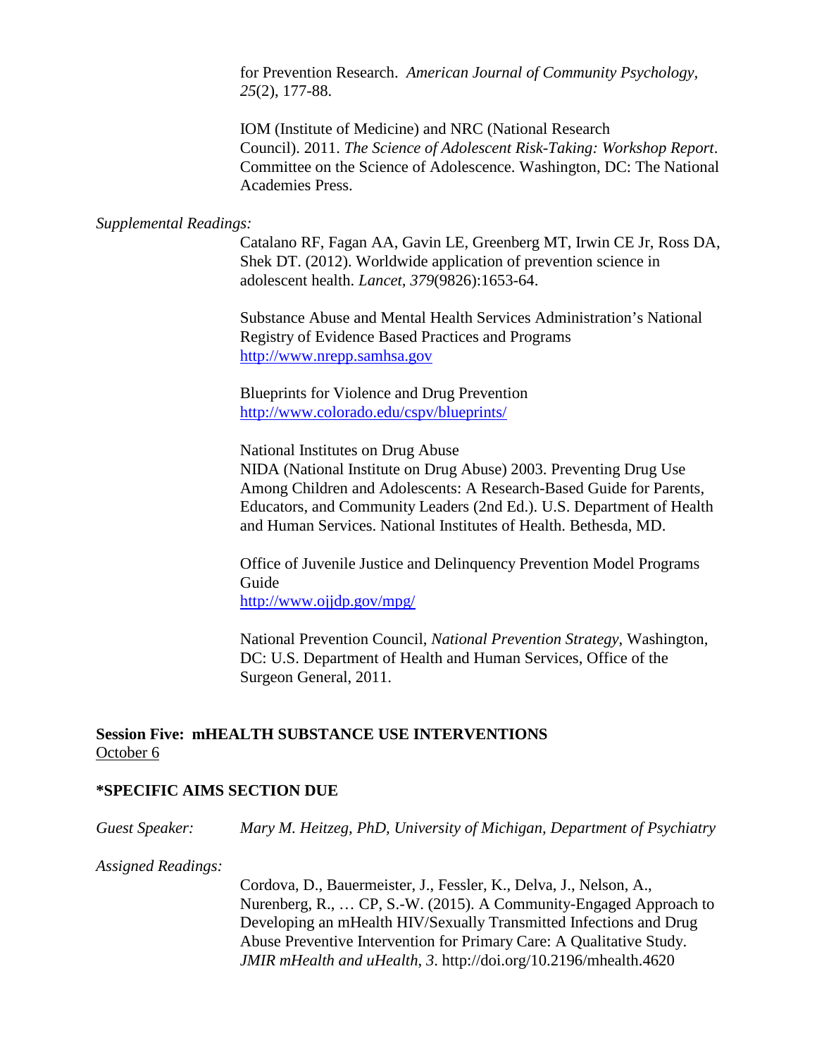for Prevention Research. *American Journal of Community Psychology*, *25*(2), 177-88.

IOM (Institute of Medicine) and NRC (National Research Council). 2011. *The Science of Adolescent Risk-Taking: Workshop Report*. Committee on the Science of Adolescence. Washington, DC: The National Academies Press.

*Supplemental Readings:*

Catalano RF, Fagan AA, Gavin LE, Greenberg MT, Irwin CE Jr, Ross DA, Shek DT. (2012). Worldwide application of prevention science in adolescent health. *Lancet, 379*(9826):1653-64.

Substance Abuse and Mental Health Services Administration's National Registry of Evidence Based Practices and Programs
http://www.nrepp.samhsa.gov

Blueprints for Violence and Drug Prevention
http://www.colorado.edu/cspv/blueprints/

National Institutes on Drug Abuse
NIDA (National Institute on Drug Abuse) 2003. Preventing Drug Use Among Children and Adolescents: A Research-Based Guide for Parents, Educators, and Community Leaders (2nd Ed.). U.S. Department of Health and Human Services. National Institutes of Health. Bethesda, MD.

Office of Juvenile Justice and Delinquency Prevention Model Programs Guide
http://www.ojjdp.gov/mpg/

National Prevention Council, *National Prevention Strategy*, Washington, DC: U.S. Department of Health and Human Services, Office of the Surgeon General, 2011.

**Session Five: mHEALTH SUBSTANCE USE INTERVENTIONS**
October 6

**\*SPECIFIC AIMS SECTION DUE**

*Guest Speaker:* *Mary M. Heitzeg, PhD, University of Michigan, Department of Psychiatry*

*Assigned Readings:*

Cordova, D., Bauermeister, J., Fessler, K., Delva, J., Nelson, A., Nurenberg, R., … CP, S.-W. (2015). A Community-Engaged Approach to Developing an mHealth HIV/Sexually Transmitted Infections and Drug Abuse Preventive Intervention for Primary Care: A Qualitative Study. *JMIR mHealth and uHealth*, *3*. http://doi.org/10.2196/mhealth.4620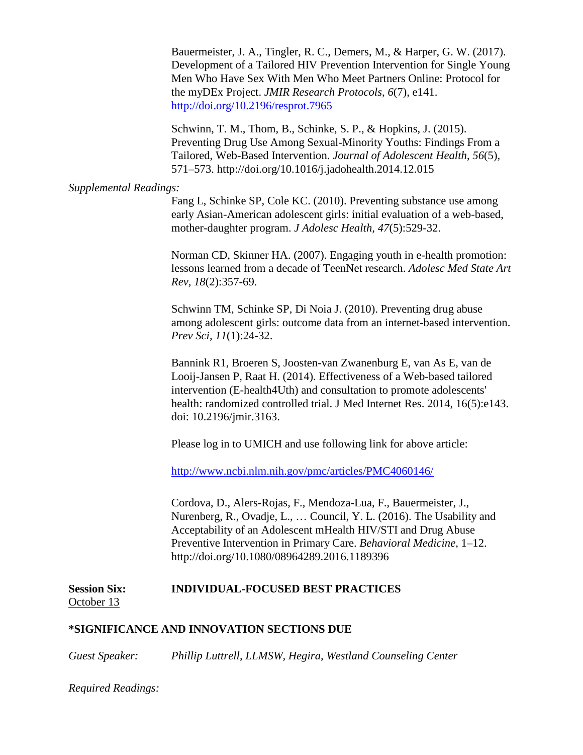Bauermeister, J. A., Tingler, R. C., Demers, M., & Harper, G. W. (2017). Development of a Tailored HIV Prevention Intervention for Single Young Men Who Have Sex With Men Who Meet Partners Online: Protocol for the myDEx Project. *JMIR Research Protocols*, *6*(7), e141. http://doi.org/10.2196/resprot.7965

Schwinn, T. M., Thom, B., Schinke, S. P., & Hopkins, J. (2015). Preventing Drug Use Among Sexual-Minority Youths: Findings From a Tailored, Web-Based Intervention. *Journal of Adolescent Health*, *56*(5), 571–573. http://doi.org/10.1016/j.jadohealth.2014.12.015

*Supplemental Readings:*

Fang L, Schinke SP, Cole KC. (2010). Preventing substance use among early Asian-American adolescent girls: initial evaluation of a web-based, mother-daughter program. *J Adolesc Health*, *47*(5):529-32.

Norman CD, Skinner HA. (2007). Engaging youth in e-health promotion: lessons learned from a decade of TeenNet research. *Adolesc Med State Art Rev*, *18*(2):357-69.

Schwinn TM, Schinke SP, Di Noia J. (2010). Preventing drug abuse among adolescent girls: outcome data from an internet-based intervention. *Prev Sci*, *11*(1):24-32.

Bannink R1, Broeren S, Joosten-van Zwanenburg E, van As E, van de Looij-Jansen P, Raat H. (2014). Effectiveness of a Web-based tailored intervention (E-health4Uth) and consultation to promote adolescents' health: randomized controlled trial. J Med Internet Res. 2014, 16(5):e143. doi: 10.2196/jmir.3163.

Please log in to UMICH and use following link for above article:

http://www.ncbi.nlm.nih.gov/pmc/articles/PMC4060146/

Cordova, D., Alers-Rojas, F., Mendoza-Lua, F., Bauermeister, J., Nurenberg, R., Ovadje, L., … Council, Y. L. (2016). The Usability and Acceptability of an Adolescent mHealth HIV/STI and Drug Abuse Preventive Intervention in Primary Care. *Behavioral Medicine*, 1–12. http://doi.org/10.1080/08964289.2016.1189396

**Session Six:** **INDIVIDUAL-FOCUSED BEST PRACTICES**
October 13

**\*SIGNIFICANCE AND INNOVATION SECTIONS DUE**

*Guest Speaker:* *Phillip Luttrell, LLMSW, Hegira, Westland Counseling Center*

*Required Readings:*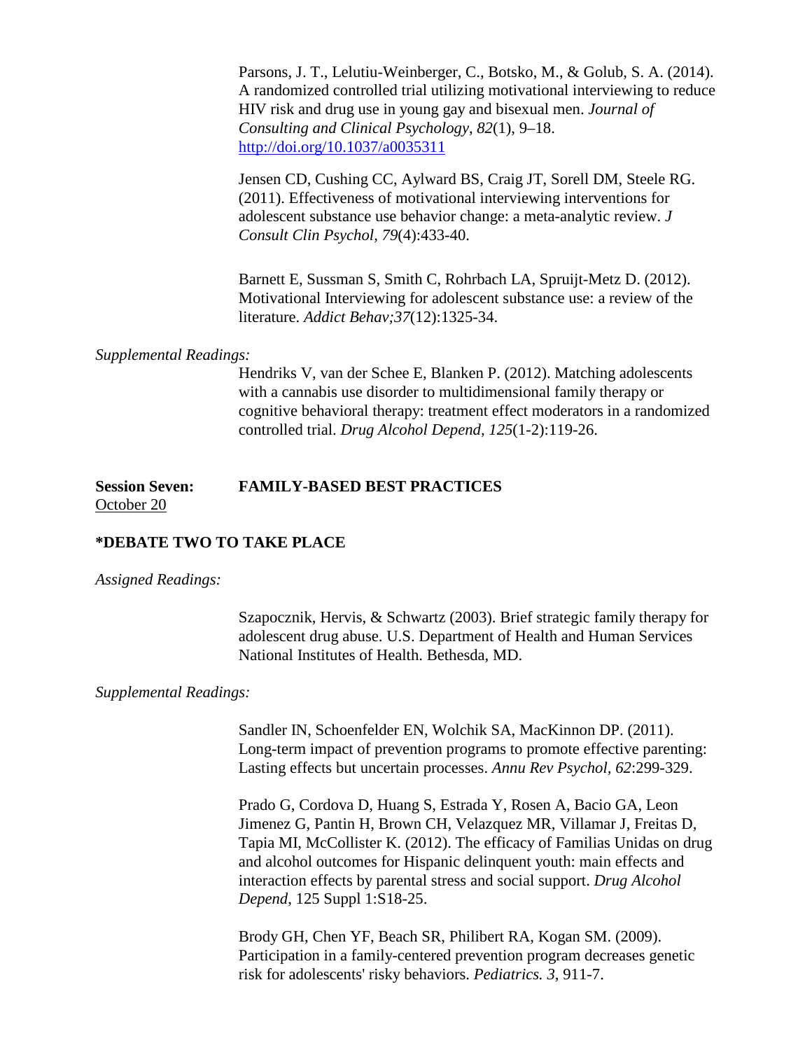Parsons, J. T., Lelutiu-Weinberger, C., Botsko, M., & Golub, S. A. (2014). A randomized controlled trial utilizing motivational interviewing to reduce HIV risk and drug use in young gay and bisexual men. *Journal of Consulting and Clinical Psychology, 82*(1), 9–18. http://doi.org/10.1037/a0035311

Jensen CD, Cushing CC, Aylward BS, Craig JT, Sorell DM, Steele RG. (2011). Effectiveness of motivational interviewing interventions for adolescent substance use behavior change: a meta-analytic review. *J Consult Clin Psychol, 79*(4):433-40.

Barnett E, Sussman S, Smith C, Rohrbach LA, Spruijt-Metz D. (2012). Motivational Interviewing for adolescent substance use: a review of the literature. *Addict Behav;37*(12):1325-34.

*Supplemental Readings:*

Hendriks V, van der Schee E, Blanken P. (2012). Matching adolescents with a cannabis use disorder to multidimensional family therapy or cognitive behavioral therapy: treatment effect moderators in a randomized controlled trial. *Drug Alcohol Depend, 125*(1-2):119-26.

**Session Seven:** **FAMILY-BASED BEST PRACTICES**
October 20

**\*DEBATE TWO TO TAKE PLACE**

*Assigned Readings:*

Szapocznik, Hervis, & Schwartz (2003). Brief strategic family therapy for adolescent drug abuse. U.S. Department of Health and Human Services National Institutes of Health. Bethesda, MD.

*Supplemental Readings:*

Sandler IN, Schoenfelder EN, Wolchik SA, MacKinnon DP. (2011). Long-term impact of prevention programs to promote effective parenting: Lasting effects but uncertain processes. *Annu Rev Psychol, 62*:299-329.

Prado G, Cordova D, Huang S, Estrada Y, Rosen A, Bacio GA, Leon Jimenez G, Pantin H, Brown CH, Velazquez MR, Villamar J, Freitas D, Tapia MI, McCollister K. (2012). The efficacy of Familias Unidas on drug and alcohol outcomes for Hispanic delinquent youth: main effects and interaction effects by parental stress and social support. *Drug Alcohol Depend*, 125 Suppl 1:S18-25.

Brody GH, Chen YF, Beach SR, Philibert RA, Kogan SM. (2009). Participation in a family-centered prevention program decreases genetic risk for adolescents' risky behaviors. *Pediatrics. 3*, 911-7.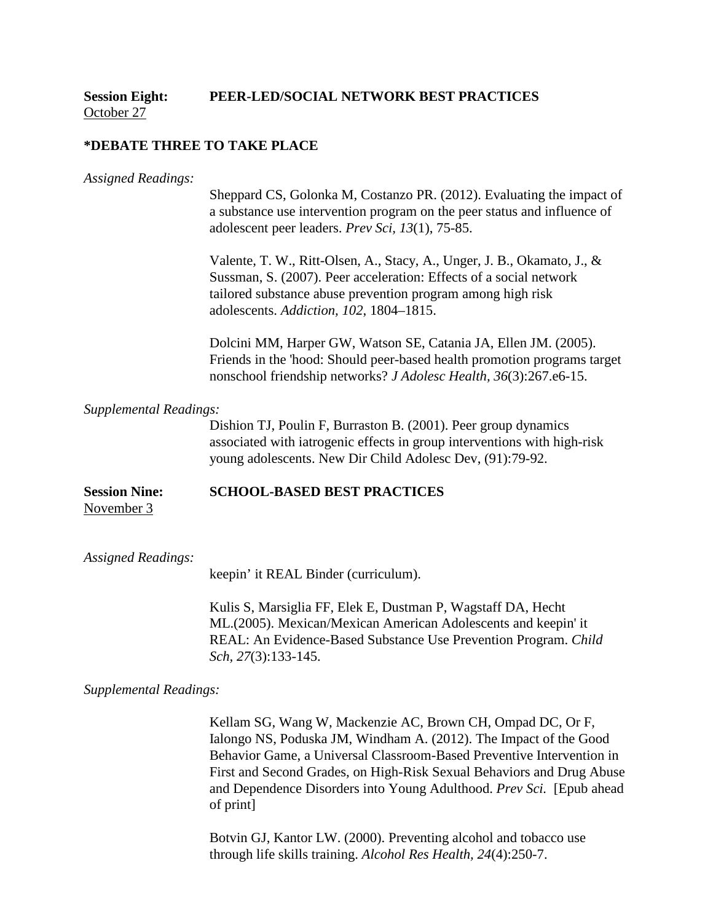**Session Eight:** **PEER-LED/SOCIAL NETWORK BEST PRACTICES**
October 27

**\*DEBATE THREE TO TAKE PLACE**

*Assigned Readings:*

Sheppard CS, Golonka M, Costanzo PR. (2012). Evaluating the impact of a substance use intervention program on the peer status and influence of adolescent peer leaders. *Prev Sci, 13*(1), 75-85.

Valente, T. W., Ritt-Olsen, A., Stacy, A., Unger, J. B., Okamato, J., & Sussman, S. (2007). Peer acceleration: Effects of a social network tailored substance abuse prevention program among high risk adolescents. *Addiction, 102*, 1804–1815.

Dolcini MM, Harper GW, Watson SE, Catania JA, Ellen JM. (2005). Friends in the 'hood: Should peer-based health promotion programs target nonschool friendship networks? *J Adolesc Health, 36*(3):267.e6-15.

*Supplemental Readings:*

Dishion TJ, Poulin F, Burraston B. (2001). Peer group dynamics associated with iatrogenic effects in group interventions with high-risk young adolescents. New Dir Child Adolesc Dev, (91):79-92.

**Session Nine:** **SCHOOL-BASED BEST PRACTICES**
November 3

*Assigned Readings:*

keepin' it REAL Binder (curriculum).

Kulis S, Marsiglia FF, Elek E, Dustman P, Wagstaff DA, Hecht ML.(2005). Mexican/Mexican American Adolescents and keepin' it REAL: An Evidence-Based Substance Use Prevention Program. *Child Sch, 27*(3):133-145.

*Supplemental Readings:*

Kellam SG, Wang W, Mackenzie AC, Brown CH, Ompad DC, Or F, Ialongo NS, Poduska JM, Windham A. (2012). The Impact of the Good Behavior Game, a Universal Classroom-Based Preventive Intervention in First and Second Grades, on High-Risk Sexual Behaviors and Drug Abuse and Dependence Disorders into Young Adulthood. *Prev Sci.* [Epub ahead of print]

Botvin GJ, Kantor LW. (2000). Preventing alcohol and tobacco use through life skills training. *Alcohol Res Health, 24*(4):250-7.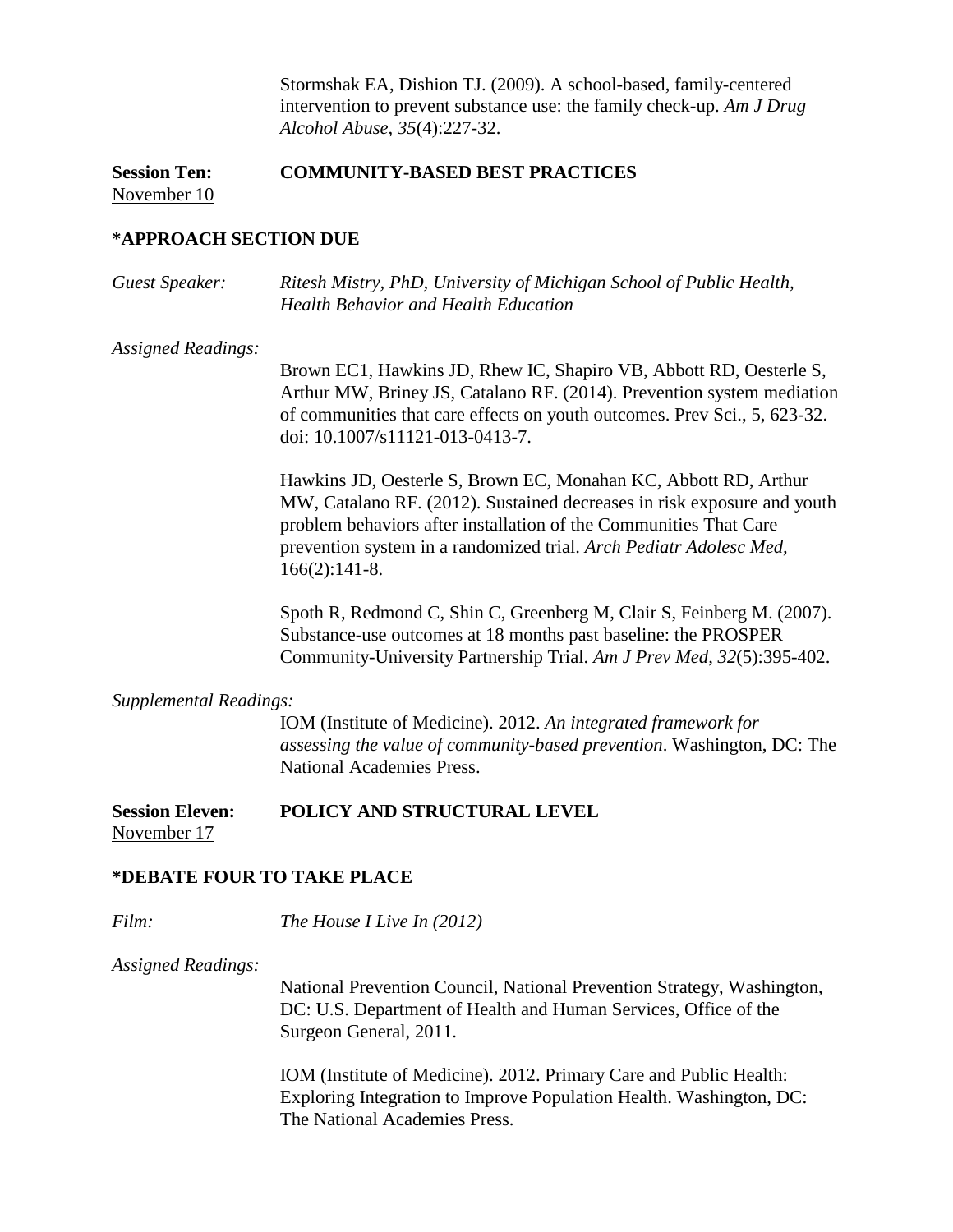Stormshak EA, Dishion TJ. (2009). A school-based, family-centered intervention to prevent substance use: the family check-up. *Am J Drug Alcohol Abuse*, *35*(4):227-32.

**Session Ten:** **COMMUNITY-BASED BEST PRACTICES**
November 10

**\*APPROACH SECTION DUE**

*Guest Speaker:* *Ritesh Mistry, PhD, University of Michigan School of Public Health, Health Behavior and Health Education*

*Assigned Readings:*

Brown EC1, Hawkins JD, Rhew IC, Shapiro VB, Abbott RD, Oesterle S, Arthur MW, Briney JS, Catalano RF. (2014). Prevention system mediation of communities that care effects on youth outcomes. Prev Sci., 5, 623-32. doi: 10.1007/s11121-013-0413-7.

Hawkins JD, Oesterle S, Brown EC, Monahan KC, Abbott RD, Arthur MW, Catalano RF. (2012). Sustained decreases in risk exposure and youth problem behaviors after installation of the Communities That Care prevention system in a randomized trial. *Arch Pediatr Adolesc Med*, 166(2):141-8.

Spoth R, Redmond C, Shin C, Greenberg M, Clair S, Feinberg M. (2007). Substance-use outcomes at 18 months past baseline: the PROSPER Community-University Partnership Trial. *Am J Prev Med*, *32*(5):395-402.

*Supplemental Readings:*

IOM (Institute of Medicine). 2012. *An integrated framework for assessing the value of community-based prevention*. Washington, DC: The National Academies Press.

**Session Eleven:** **POLICY AND STRUCTURAL LEVEL**
November 17

**\*DEBATE FOUR TO TAKE PLACE**

*Film:* *The House I Live In (2012)*

*Assigned Readings:*

National Prevention Council, National Prevention Strategy, Washington, DC: U.S. Department of Health and Human Services, Office of the Surgeon General, 2011.

IOM (Institute of Medicine). 2012. Primary Care and Public Health: Exploring Integration to Improve Population Health. Washington, DC: The National Academies Press.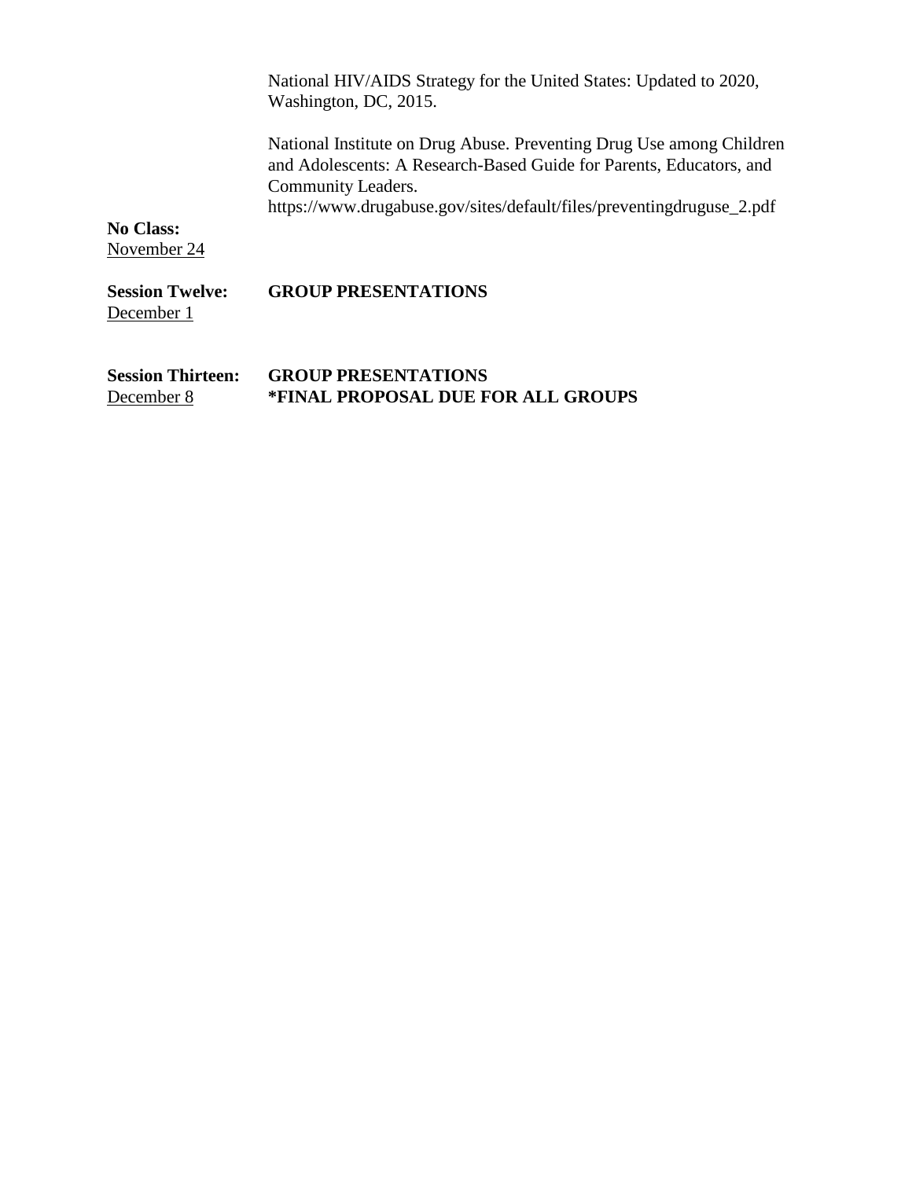National HIV/AIDS Strategy for the United States: Updated to 2020, Washington, DC, 2015.

National Institute on Drug Abuse. Preventing Drug Use among Children and Adolescents: A Research-Based Guide for Parents, Educators, and Community Leaders. https://www.drugabuse.gov/sites/default/files/preventingdruguse_2.pdf

**No Class:**
November 24

**Session Twelve:** **GROUP PRESENTATIONS**
December 1

**Session Thirteen:** **GROUP PRESENTATIONS**
December 8 **\*FINAL PROPOSAL DUE FOR ALL GROUPS**